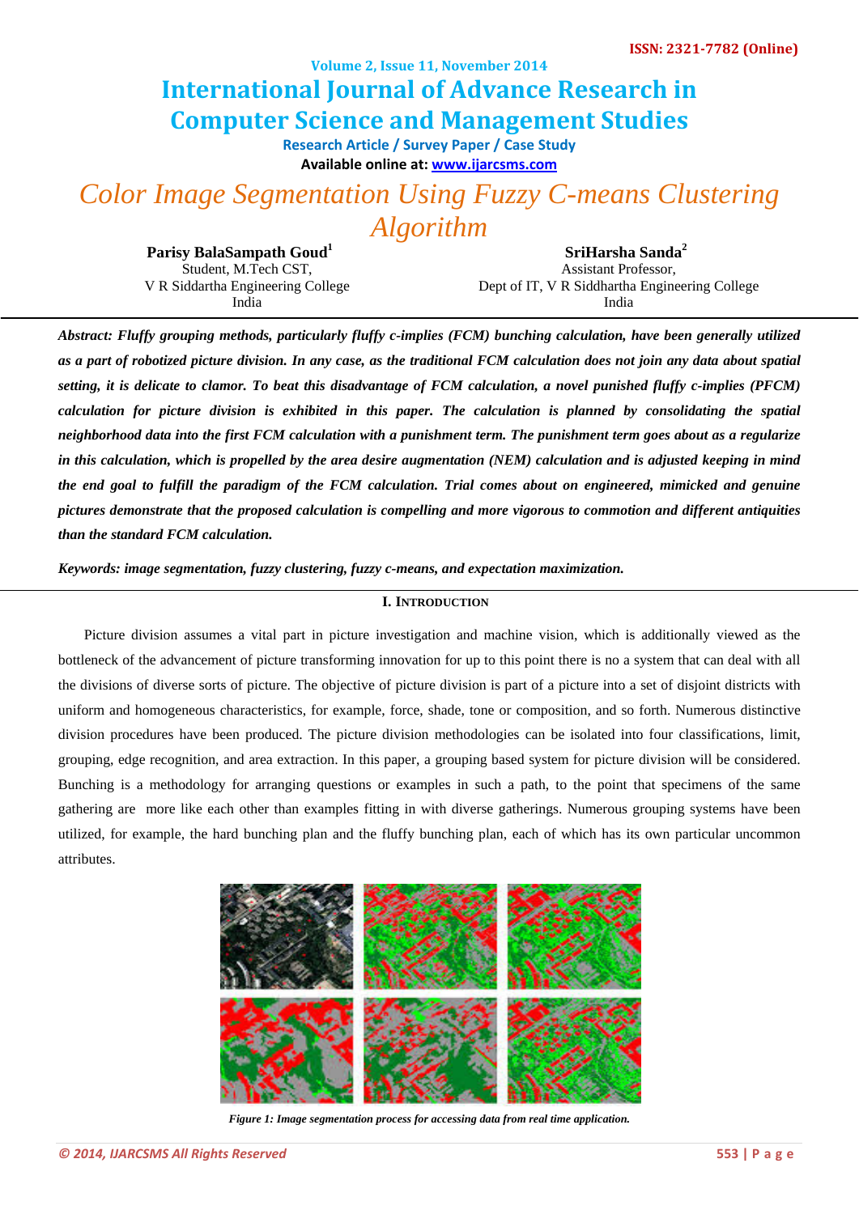# Color Image Segmentation Using Fuzzy C-means Clustering Algorithm

**Parisy BalaSampath Goud**[1]
Student, M.Tech CST,
V R Siddartha Engineering College
India

**SriHarsha Sanda**[2]
Assistant Professor,
Dept of IT, V R Siddhartha Engineering College
India

***Abstract: Fluffy grouping methods, particularly fluffy c-implies (FCM) bunching calculation, have been generally utilized as a part of robotized picture division. In any case, as the traditional FCM calculation does not join any data about spatial setting, it is delicate to clamor. To beat this disadvantage of FCM calculation, a novel punished fluffy c-implies (PFCM) calculation for picture division is exhibited in this paper. The calculation is planned by consolidating the spatial neighborhood data into the first FCM calculation with a punishment term. The punishment term goes about as a regularize in this calculation, which is propelled by the area desire augmentation (NEM) calculation and is adjusted keeping in mind the end goal to fulfill the paradigm of the FCM calculation. Trial comes about on engineered, mimicked and genuine pictures demonstrate that the proposed calculation is compelling and more vigorous to commotion and different antiquities than the standard FCM calculation.***

***Keywords: image segmentation, fuzzy clustering, fuzzy c-means, and expectation maximization.***

## I. Introduction

Picture division assumes a vital part in picture investigation and machine vision, which is additionally viewed as the bottleneck of the advancement of picture transforming innovation for up to this point there is no a system that can deal with all the divisions of diverse sorts of picture. The objective of picture division is part of a picture into a set of disjoint districts with uniform and homogeneous characteristics, for example, force, shade, tone or composition, and so forth. Numerous distinctive division procedures have been produced. The picture division methodologies can be isolated into four classifications, limit, grouping, edge recognition, and area extraction. In this paper, a grouping based system for picture division will be considered. Bunching is a methodology for arranging questions or examples in such a path, to the point that specimens of the same gathering are more like each other than examples fitting in with diverse gatherings. Numerous grouping systems have been utilized, for example, the hard bunching plan and the fluffy bunching plan, each of which has its own particular uncommon attributes.

*Figure 1: Image segmentation process for accessing data from real time application.*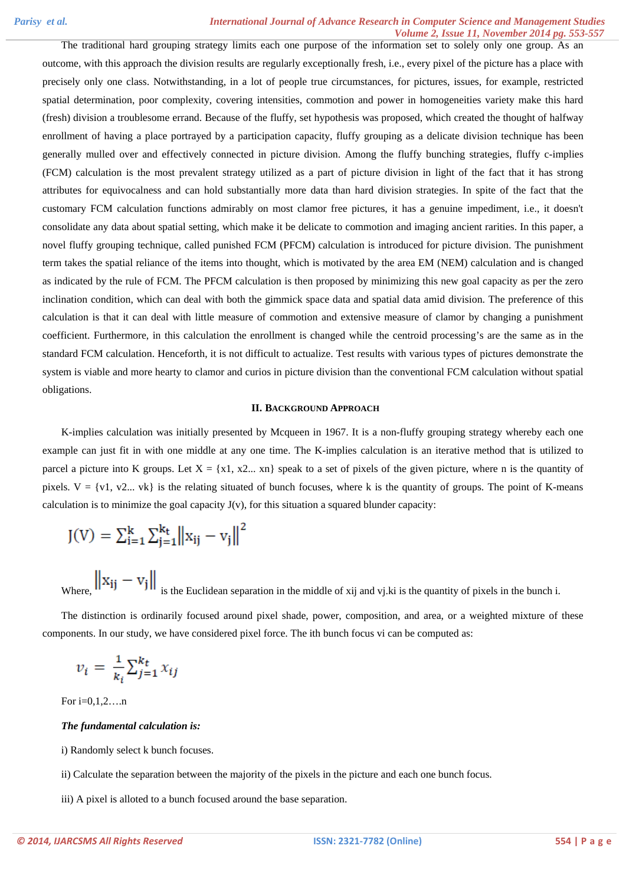The traditional hard grouping strategy limits each one purpose of the information set to solely only one group. As an outcome, with this approach the division results are regularly exceptionally fresh, i.e., every pixel of the picture has a place with precisely only one class. Notwithstanding, in a lot of people true circumstances, for pictures, issues, for example, restricted spatial determination, poor complexity, covering intensities, commotion and power in homogeneities variety make this hard (fresh) division a troublesome errand. Because of the fluffy, set hypothesis was proposed, which created the thought of halfway enrollment of having a place portrayed by a participation capacity, fluffy grouping as a delicate division technique has been generally mulled over and effectively connected in picture division. Among the fluffy bunching strategies, fluffy c-implies (FCM) calculation is the most prevalent strategy utilized as a part of picture division in light of the fact that it has strong attributes for equivocalness and can hold substantially more data than hard division strategies. In spite of the fact that the customary FCM calculation functions admirably on most clamor free pictures, it has a genuine impediment, i.e., it doesn't consolidate any data about spatial setting, which make it be delicate to commotion and imaging ancient rarities. In this paper, a novel fluffy grouping technique, called punished FCM (PFCM) calculation is introduced for picture division. The punishment term takes the spatial reliance of the items into thought, which is motivated by the area EM (NEM) calculation and is changed as indicated by the rule of FCM. The PFCM calculation is then proposed by minimizing this new goal capacity as per the zero inclination condition, which can deal with both the gimmick space data and spatial data amid division. The preference of this calculation is that it can deal with little measure of commotion and extensive measure of clamor by changing a punishment coefficient. Furthermore, in this calculation the enrollment is changed while the centroid processing's are the same as in the standard FCM calculation. Henceforth, it is not difficult to actualize. Test results with various types of pictures demonstrate the system is viable and more hearty to clamor and curios in picture division than the conventional FCM calculation without spatial obligations.

## II. Background Approach

K-implies calculation was initially presented by Mcqueen in 1967. It is a non-fluffy grouping strategy whereby each one example can just fit in with one middle at any one time. The K-implies calculation is an iterative method that is utilized to parcel a picture into K groups. Let X = {x1, x2... xn} speak to a set of pixels of the given picture, where n is the quantity of pixels. V = {v1, v2... vk} is the relating situated of bunch focuses, where k is the quantity of groups. The point of K-means calculation is to minimize the goal capacity J(v), for this situation a squared blunder capacity:

$$J(V) = \sum_{i=1}^{k} \sum_{j=1}^{k_t} \left\| x_{ij} - v_j \right\|^2$$

Where, $\left\| x_{ij} - v_j \right\|$ is the Euclidean separation in the middle of xij and vj.ki is the quantity of pixels in the bunch i.

The distinction is ordinarily focused around pixel shade, power, composition, and area, or a weighted mixture of these components. In our study, we have considered pixel force. The ith bunch focus vi can be computed as:

$$v_i = \frac{1}{k_i} \sum_{j=1}^{k_t} x_{ij}$$

For i=0,1,2….n

***The fundamental calculation is:***

i) Randomly select k bunch focuses.

ii) Calculate the separation between the majority of the pixels in the picture and each one bunch focus.

iii) A pixel is alloted to a bunch focused around the base separation.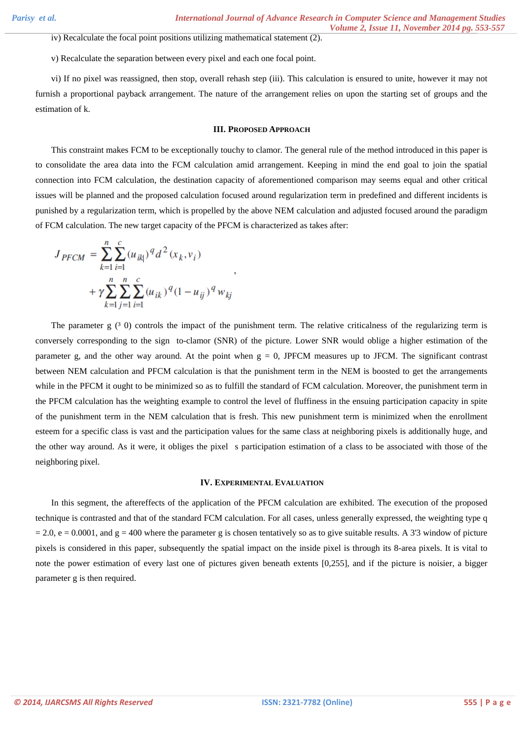iv) Recalculate the focal point positions utilizing mathematical statement (2).

v) Recalculate the separation between every pixel and each one focal point.

vi) If no pixel was reassigned, then stop, overall rehash step (iii). This calculation is ensured to unite, however it may not furnish a proportional payback arrangement. The nature of the arrangement relies on upon the starting set of groups and the estimation of k.

## III. Proposed Approach

This constraint makes FCM to be exceptionally touchy to clamor. The general rule of the method introduced in this paper is to consolidate the area data into the FCM calculation amid arrangement. Keeping in mind the end goal to join the spatial connection into FCM calculation, the destination capacity of aforementioned comparison may seems equal and other critical issues will be planned and the proposed calculation focused around regularization term in predefined and different incidents is punished by a regularization term, which is propelled by the above NEM calculation and adjusted focused around the paradigm of FCM calculation. The new target capacity of the PFCM is characterized as takes after:

$$J_{PFCM} = \sum_{k=1}^{n}\sum_{i=1}^{c}(u_{ik})^{q} d^{2}(x_k, v_i) + \gamma \sum_{k=1}^{n}\sum_{j=1}^{n}\sum_{i=1}^{c}(u_{ik})^{q}(1-u_{ij})^{q} w_{kj},$$

The parameter g (³ 0) controls the impact of the punishment term. The relative criticalness of the regularizing term is conversely corresponding to the sign to-clamor (SNR) of the picture. Lower SNR would oblige a higher estimation of the parameter g, and the other way around. At the point when g = 0, JPFCM measures up to JFCM. The significant contrast between NEM calculation and PFCM calculation is that the punishment term in the NEM is boosted to get the arrangements while in the PFCM it ought to be minimized so as to fulfill the standard of FCM calculation. Moreover, the punishment term in the PFCM calculation has the weighting example to control the level of fluffiness in the ensuing participation capacity in spite of the punishment term in the NEM calculation that is fresh. This new punishment term is minimized when the enrollment esteem for a specific class is vast and the participation values for the same class at neighboring pixels is additionally huge, and the other way around. As it were, it obliges the pixel s participation estimation of a class to be associated with those of the neighboring pixel.

## IV. Experimental Evaluation

In this segment, the aftereffects of the application of the PFCM calculation are exhibited. The execution of the proposed technique is contrasted and that of the standard FCM calculation. For all cases, unless generally expressed, the weighting type q = 2.0, e = 0.0001, and g = 400 where the parameter g is chosen tentatively so as to give suitable results. A 3'3 window of picture pixels is considered in this paper, subsequently the spatial impact on the inside pixel is through its 8-area pixels. It is vital to note the power estimation of every last one of pictures given beneath extents [0,255], and if the picture is noisier, a bigger parameter g is then required.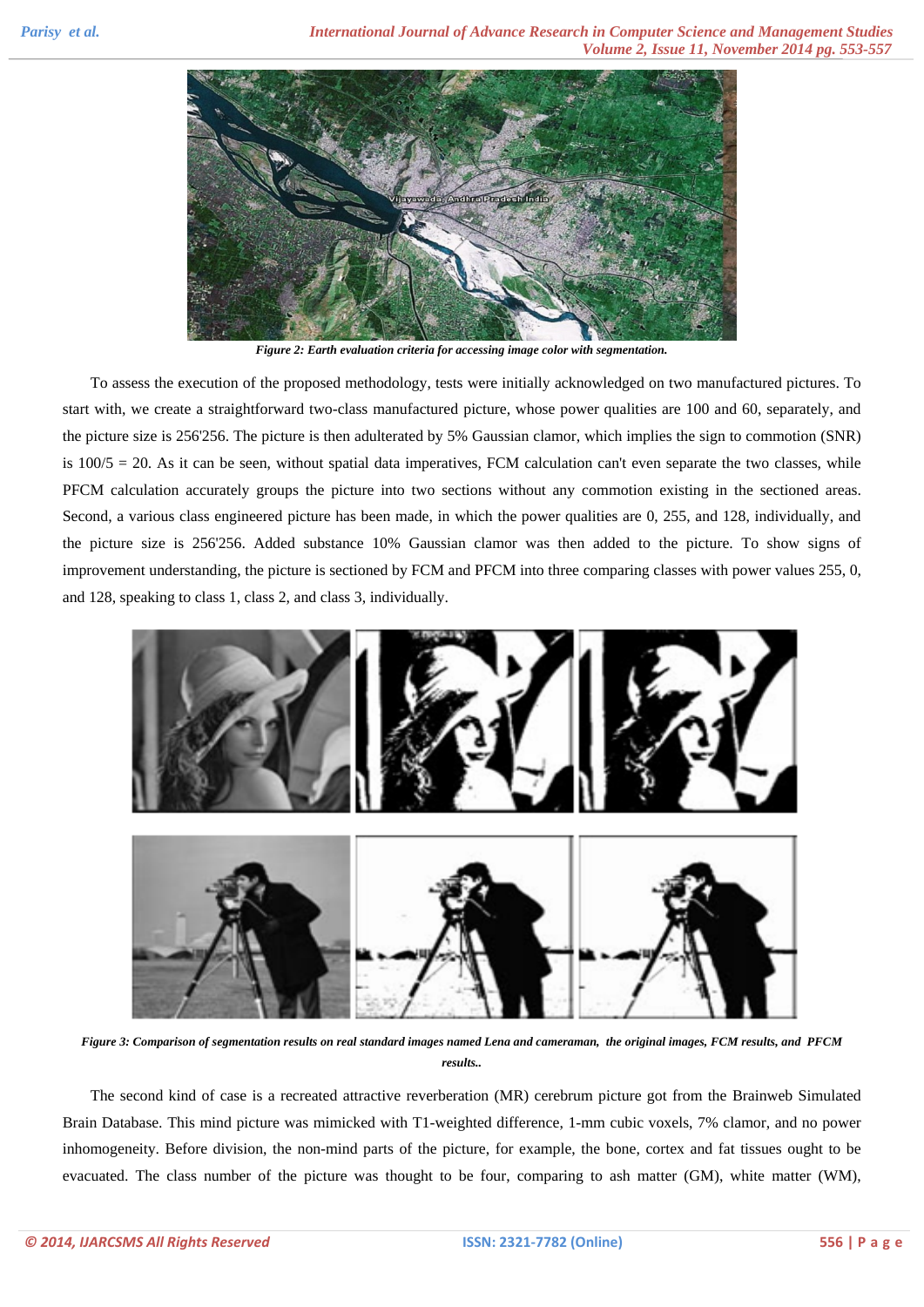*Figure 2: Earth evaluation criteria for accessing image color with segmentation.*

To assess the execution of the proposed methodology, tests were initially acknowledged on two manufactured pictures. To start with, we create a straightforward two-class manufactured picture, whose power qualities are 100 and 60, separately, and the picture size is 256'256. The picture is then adulterated by 5% Gaussian clamor, which implies the sign to commotion (SNR) is 100/5 = 20. As it can be seen, without spatial data imperatives, FCM calculation can't even separate the two classes, while PFCM calculation accurately groups the picture into two sections without any commotion existing in the sectioned areas. Second, a various class engineered picture has been made, in which the power qualities are 0, 255, and 128, individually, and the picture size is 256'256. Added substance 10% Gaussian clamor was then added to the picture. To show signs of improvement understanding, the picture is sectioned by FCM and PFCM into three comparing classes with power values 255, 0, and 128, speaking to class 1, class 2, and class 3, individually.

*Figure 3: Comparison of segmentation results on real standard images named Lena and cameraman, the original images, FCM results, and PFCM results..*

The second kind of case is a recreated attractive reverberation (MR) cerebrum picture got from the Brainweb Simulated Brain Database. This mind picture was mimicked with T1-weighted difference, 1-mm cubic voxels, 7% clamor, and no power inhomogeneity. Before division, the non-mind parts of the picture, for example, the bone, cortex and fat tissues ought to be evacuated. The class number of the picture was thought to be four, comparing to ash matter (GM), white matter (WM),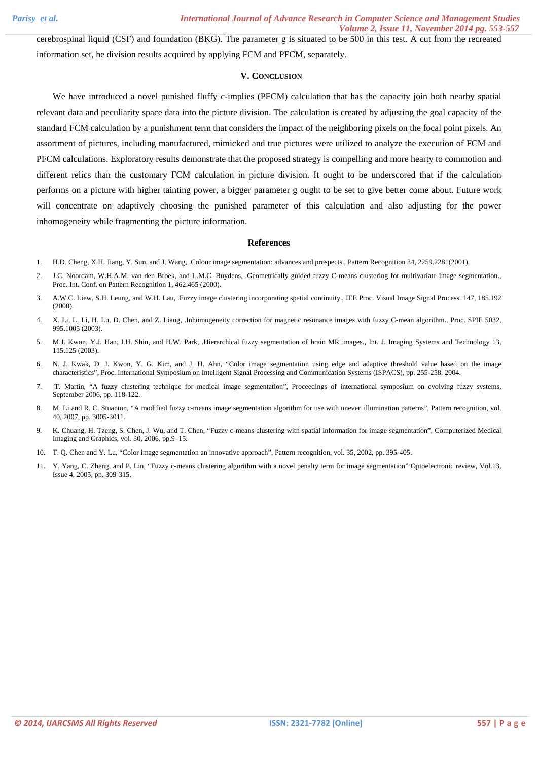cerebrospinal liquid (CSF) and foundation (BKG). The parameter g is situated to be 500 in this test. A cut from the recreated information set, he division results acquired by applying FCM and PFCM, separately.

## V. Conclusion

We have introduced a novel punished fluffy c-implies (PFCM) calculation that has the capacity join both nearby spatial relevant data and peculiarity space data into the picture division. The calculation is created by adjusting the goal capacity of the standard FCM calculation by a punishment term that considers the impact of the neighboring pixels on the focal point pixels. An assortment of pictures, including manufactured, mimicked and true pictures were utilized to analyze the execution of FCM and PFCM calculations. Exploratory results demonstrate that the proposed strategy is compelling and more hearty to commotion and different relics than the customary FCM calculation in picture division. It ought to be underscored that if the calculation performs on a picture with higher tainting power, a bigger parameter g ought to be set to give better come about. Future work will concentrate on adaptively choosing the punished parameter of this calculation and also adjusting for the power inhomogeneity while fragmenting the picture information.

## References

1. H.D. Cheng, X.H. Jiang, Y. Sun, and J. Wang, .Colour image segmentation: advances and prospects., Pattern Recognition 34, 2259.2281(2001).
2. J.C. Noordam, W.H.A.M. van den Broek, and L.M.C. Buydens, .Geometrically guided fuzzy C-means clustering for multivariate image segmentation., Proc. Int. Conf. on Pattern Recognition 1, 462.465 (2000).
3. A.W.C. Liew, S.H. Leung, and W.H. Lau, .Fuzzy image clustering incorporating spatial continuity., IEE Proc. Visual Image Signal Process. 147, 185.192 (2000).
4. X. Li, L. Li, H. Lu, D. Chen, and Z. Liang, .Inhomogeneity correction for magnetic resonance images with fuzzy C-mean algorithm., Proc. SPIE 5032, 995.1005 (2003).
5. M.J. Kwon, Y.J. Han, I.H. Shin, and H.W. Park, .Hierarchical fuzzy segmentation of brain MR images., Int. J. Imaging Systems and Technology 13, 115.125 (2003).
6. N. J. Kwak, D. J. Kwon, Y. G. Kim, and J. H. Ahn, "Color image segmentation using edge and adaptive threshold value based on the image characteristics", Proc. International Symposium on Intelligent Signal Processing and Communication Systems (ISPACS), pp. 255-258. 2004.
7. T. Martin, "A fuzzy clustering technique for medical image segmentation", Proceedings of international symposium on evolving fuzzy systems, September 2006, pp. 118-122.
8. M. Li and R. C. Stuanton, "A modified fuzzy c-means image segmentation algorithm for use with uneven illumination patterns", Pattern recognition, vol. 40, 2007, pp. 3005-3011.
9. K. Chuang, H. Tzeng, S. Chen, J. Wu, and T. Chen, "Fuzzy c-means clustering with spatial information for image segmentation", Computerized Medical Imaging and Graphics, vol. 30, 2006, pp.9–15.
10. T. Q. Chen and Y. Lu, "Color image segmentation an innovative approach", Pattern recognition, vol. 35, 2002, pp. 395-405.
11. Y. Yang, C. Zheng, and P. Lin, "Fuzzy c-means clustering algorithm with a novel penalty term for image segmentation" Optoelectronic review, Vol.13, Issue 4, 2005, pp. 309-315.